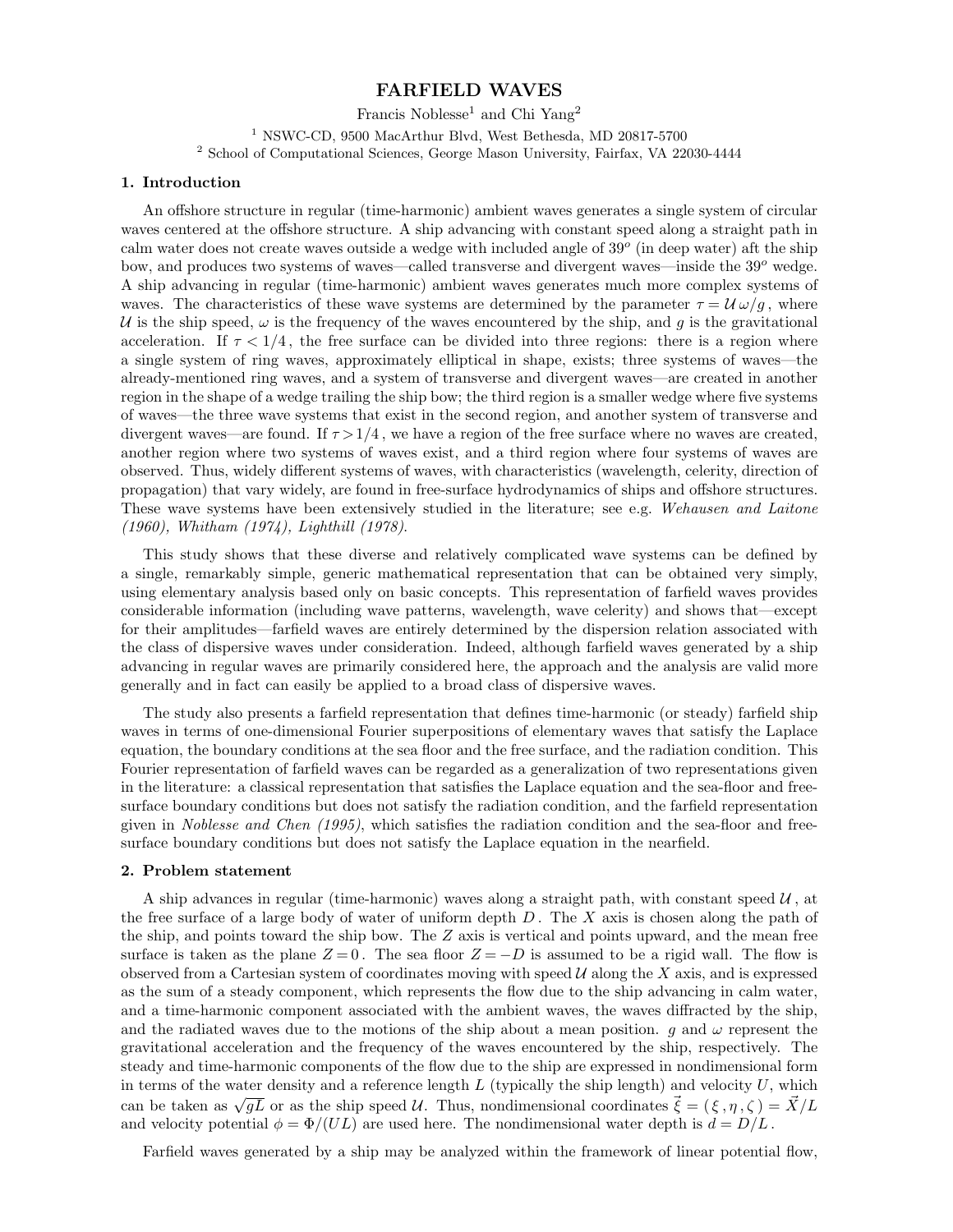# FARFIELD WAVES

Francis Noblesse[1] and Chi Yang[2]

[1] NSWC-CD, 9500 MacArthur Blvd, West Bethesda, MD 20817-5700
[2] School of Computational Sciences, George Mason University, Fairfax, VA 22030-4444

## 1. Introduction

An offshore structure in regular (time-harmonic) ambient waves generates a single system of circular waves centered at the offshore structure. A ship advancing with constant speed along a straight path in calm water does not create waves outside a wedge with included angle of $39^o$ (in deep water) aft the ship bow, and produces two systems of waves—called transverse and divergent waves—inside the $39^o$ wedge. A ship advancing in regular (time-harmonic) ambient waves generates much more complex systems of waves. The characteristics of these wave systems are determined by the parameter $\tau = \mathcal{U}\,\omega/g$, where $\mathcal{U}$ is the ship speed, $\omega$ is the frequency of the waves encountered by the ship, and $g$ is the gravitational acceleration. If $\tau < 1/4$, the free surface can be divided into three regions: there is a region where a single system of ring waves, approximately elliptical in shape, exists; three systems of waves—the already-mentioned ring waves, and a system of transverse and divergent waves—are created in another region in the shape of a wedge trailing the ship bow; the third region is a smaller wedge where five systems of waves—the three wave systems that exist in the second region, and another system of transverse and divergent waves—are found. If $\tau > 1/4$, we have a region of the free surface where no waves are created, another region where two systems of waves exist, and a third region where four systems of waves are observed. Thus, widely different systems of waves, with characteristics (wavelength, celerity, direction of propagation) that vary widely, are found in free-surface hydrodynamics of ships and offshore structures. These wave systems have been extensively studied in the literature; see e.g. *Wehausen and Laitone (1960), Whitham (1974), Lighthill (1978).*

This study shows that these diverse and relatively complicated wave systems can be defined by a single, remarkably simple, generic mathematical representation that can be obtained very simply, using elementary analysis based only on basic concepts. This representation of farfield waves provides considerable information (including wave patterns, wavelength, wave celerity) and shows that—except for their amplitudes—farfield waves are entirely determined by the dispersion relation associated with the class of dispersive waves under consideration. Indeed, although farfield waves generated by a ship advancing in regular waves are primarily considered here, the approach and the analysis are valid more generally and in fact can easily be applied to a broad class of dispersive waves.

The study also presents a farfield representation that defines time-harmonic (or steady) farfield ship waves in terms of one-dimensional Fourier superpositions of elementary waves that satisfy the Laplace equation, the boundary conditions at the sea floor and the free surface, and the radiation condition. This Fourier representation of farfield waves can be regarded as a generalization of two representations given in the literature: a classical representation that satisfies the Laplace equation and the sea-floor and free-surface boundary conditions but does not satisfy the radiation condition, and the farfield representation given in *Noblesse and Chen (1995)*, which satisfies the radiation condition and the sea-floor and free-surface boundary conditions but does not satisfy the Laplace equation in the nearfield.

## 2. Problem statement

A ship advances in regular (time-harmonic) waves along a straight path, with constant speed $\mathcal{U}$, at the free surface of a large body of water of uniform depth $D$. The $X$ axis is chosen along the path of the ship, and points toward the ship bow. The $Z$ axis is vertical and points upward, and the mean free surface is taken as the plane $Z=0$. The sea floor $Z=-D$ is assumed to be a rigid wall. The flow is observed from a Cartesian system of coordinates moving with speed $\mathcal{U}$ along the $X$ axis, and is expressed as the sum of a steady component, which represents the flow due to the ship advancing in calm water, and a time-harmonic component associated with the ambient waves, the waves diffracted by the ship, and the radiated waves due to the motions of the ship about a mean position. $g$ and $\omega$ represent the gravitational acceleration and the frequency of the waves encountered by the ship, respectively. The steady and time-harmonic components of the flow due to the ship are expressed in nondimensional form in terms of the water density and a reference length $L$ (typically the ship length) and velocity $U$, which can be taken as $\sqrt{gL}$ or as the ship speed $\mathcal{U}$. Thus, nondimensional coordinates $\vec{\xi} = (\xi, \eta, \zeta) = \vec{X}/L$ and velocity potential $\phi = \Phi/(UL)$ are used here. The nondimensional water depth is $d = D/L$.

Farfield waves generated by a ship may be analyzed within the framework of linear potential flow,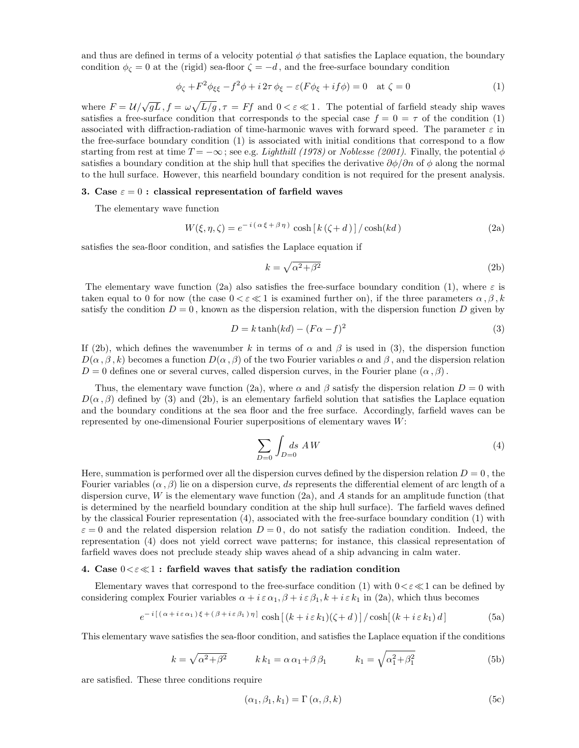and thus are defined in terms of a velocity potential $\phi$ that satisfies the Laplace equation, the boundary condition $\phi_\zeta = 0$ at the (rigid) sea-floor $\zeta = -d$, and the free-surface boundary condition

$$\phi_\zeta + F^2\phi_{\xi\xi} - f^2\phi + i\,2\tau\,\phi_\xi - \varepsilon(F\phi_\xi + if\phi) = 0 \quad \text{at } \zeta = 0 \tag{1}$$

where $F = \mathcal{U}/\sqrt{gL}$, $f = \omega\sqrt{L/g}$, $\tau = Ff$ and $0 < \varepsilon \ll 1$. The potential of farfield steady ship waves satisfies a free-surface condition that corresponds to the special case $f = 0 = \tau$ of the condition (1) associated with diffraction-radiation of time-harmonic waves with forward speed. The parameter $\varepsilon$ in the free-surface boundary condition (1) is associated with initial conditions that correspond to a flow starting from rest at time $T = -\infty$; see e.g. *Lighthill (1978)* or *Noblesse (2001)*. Finally, the potential $\phi$ satisfies a boundary condition at the ship hull that specifies the derivative $\partial\phi/\partial n$ of $\phi$ along the normal to the hull surface. However, this nearfield boundary condition is not required for the present analysis.

## 3. Case $\varepsilon = 0$ : classical representation of farfield waves

The elementary wave function

$$W(\xi,\eta,\zeta) = e^{-i(\alpha\xi + \beta\eta)}\cosh[\,k(\zeta + d)\,]/\cosh(kd) \tag{2a}$$

satisfies the sea-floor condition, and satisfies the Laplace equation if

$$k = \sqrt{\alpha^2 + \beta^2} \tag{2b}$$

The elementary wave function (2a) also satisfies the free-surface boundary condition (1), where $\varepsilon$ is taken equal to 0 for now (the case $0 < \varepsilon \ll 1$ is examined further on), if the three parameters $\alpha, \beta, k$ satisfy the condition $D = 0$, known as the dispersion relation, with the dispersion function $D$ given by

$$D = k\tanh(kd) - (F\alpha - f)^2 \tag{3}$$

If (2b), which defines the wavenumber $k$ in terms of $\alpha$ and $\beta$ is used in (3), the dispersion function $D(\alpha, \beta, k)$ becomes a function $D(\alpha, \beta)$ of the two Fourier variables $\alpha$ and $\beta$, and the dispersion relation $D = 0$ defines one or several curves, called dispersion curves, in the Fourier plane $(\alpha, \beta)$.

Thus, the elementary wave function (2a), where $\alpha$ and $\beta$ satisfy the dispersion relation $D = 0$ with $D(\alpha, \beta)$ defined by (3) and (2b), is an elementary farfield solution that satisfies the Laplace equation and the boundary conditions at the sea floor and the free surface. Accordingly, farfield waves can be represented by one-dimensional Fourier superpositions of elementary waves $W$:

$$\sum_{D=0}\int_{D=0} ds\; A\,W \tag{4}$$

Here, summation is performed over all the dispersion curves defined by the dispersion relation $D = 0$, the Fourier variables $(\alpha, \beta)$ lie on a dispersion curve, $ds$ represents the differential element of arc length of a dispersion curve, $W$ is the elementary wave function (2a), and $A$ stands for an amplitude function (that is determined by the nearfield boundary condition at the ship hull surface). The farfield waves defined by the classical Fourier representation (4), associated with the free-surface boundary condition (1) with $\varepsilon = 0$ and the related dispersion relation $D = 0$, do not satisfy the radiation condition. Indeed, the representation (4) does not yield correct wave patterns; for instance, this classical representation of farfield waves does not preclude steady ship waves ahead of a ship advancing in calm water.

## 4. Case $0 < \varepsilon \ll 1$ : farfield waves that satisfy the radiation condition

Elementary waves that correspond to the free-surface condition (1) with $0 < \varepsilon \ll 1$ can be defined by considering complex Fourier variables $\alpha + i\,\varepsilon\,\alpha_1, \beta + i\,\varepsilon\,\beta_1, k + i\,\varepsilon\,k_1$ in (2a), which thus becomes

$$e^{-i[(\alpha + i\varepsilon\alpha_1)\xi + (\beta + i\varepsilon\beta_1)\eta]}\cosh[(k + i\varepsilon k_1)(\zeta + d)]/\cosh[(k + i\varepsilon k_1)d] \tag{5a}$$

This elementary wave satisfies the sea-floor condition, and satisfies the Laplace equation if the conditions

$$k = \sqrt{\alpha^2 + \beta^2} \qquad k\,k_1 = \alpha\,\alpha_1 + \beta\,\beta_1 \qquad k_1 = \sqrt{\alpha_1^2 + \beta_1^2} \tag{5b}$$

are satisfied. These three conditions require

$$(\alpha_1, \beta_1, k_1) = \Gamma\,(\alpha, \beta, k) \tag{5c}$$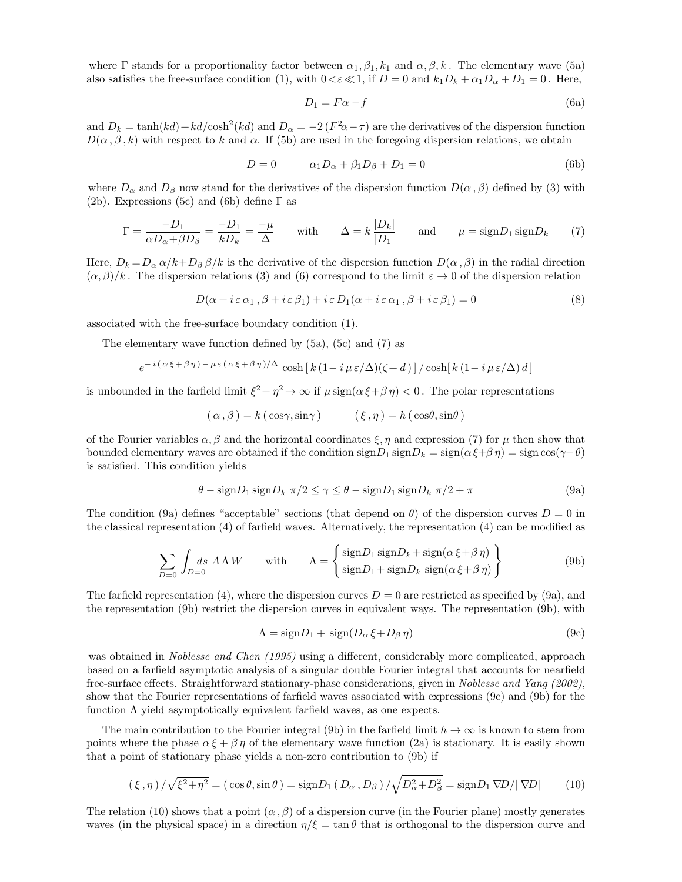where $\Gamma$ stands for a proportionality factor between $\alpha_1, \beta_1, k_1$ and $\alpha, \beta, k$. The elementary wave (5a) also satisfies the free-surface condition (1), with $0 < \varepsilon \ll 1$, if $D = 0$ and $k_1 D_k + \alpha_1 D_\alpha + D_1 = 0$. Here,

$$D_1 = F\alpha - f \tag{6a}$$

and $D_k = \tanh(kd) + kd/\cosh^2(kd)$ and $D_\alpha = -2\,(F^2\alpha - \tau)$ are the derivatives of the dispersion function $D(\alpha\,,\beta\,,k)$ with respect to $k$ and $\alpha$. If (5b) are used in the foregoing dispersion relations, we obtain

$$D = 0 \qquad \alpha_1 D_\alpha + \beta_1 D_\beta + D_1 = 0 \tag{6b}$$

where $D_\alpha$ and $D_\beta$ now stand for the derivatives of the dispersion function $D(\alpha\,,\beta)$ defined by (3) with (2b). Expressions (5c) and (6b) define $\Gamma$ as

$$\Gamma = \frac{-D_1}{\alpha D_\alpha + \beta D_\beta} = \frac{-D_1}{k D_k} = \frac{-\mu}{\Delta} \qquad \text{with} \qquad \Delta = k\,\frac{|D_k|}{|D_1|} \qquad \text{and} \qquad \mu = \text{sign}D_1\,\text{sign}D_k \tag{7}$$

Here, $D_k = D_\alpha\,\alpha/k + D_\beta\,\beta/k$ is the derivative of the dispersion function $D(\alpha\,,\beta)$ in the radial direction $(\alpha,\beta)/k$. The dispersion relations (3) and (6) correspond to the limit $\varepsilon \to 0$ of the dispersion relation

$$D(\alpha + i\,\varepsilon\,\alpha_1\,,\beta + i\,\varepsilon\,\beta_1) + i\,\varepsilon\,D_1(\alpha + i\,\varepsilon\,\alpha_1\,,\beta + i\,\varepsilon\,\beta_1) = 0 \tag{8}$$

associated with the free-surface boundary condition (1).

The elementary wave function defined by (5a), (5c) and (7) as

$$e^{-\,i\,(\,\alpha\,\xi + \beta\,\eta\,) - \mu\,\varepsilon\,(\,\alpha\,\xi + \beta\,\eta\,)/\Delta}\,\cosh\left[\,k\,(1 - i\,\mu\,\varepsilon/\Delta)(\zeta + d\,)\,\right] / \cosh[\,k\,(1 - i\,\mu\,\varepsilon/\Delta)\,d\,]$$

is unbounded in the farfield limit $\xi^2 + \eta^2 \to \infty$ if $\mu\,\text{sign}(\alpha\,\xi + \beta\,\eta) < 0$. The polar representations

$$(\,\alpha\,,\beta\,) = k\,(\,\cos\gamma, \sin\gamma\,) \qquad (\,\xi\,,\eta\,) = h\,(\,\cos\theta, \sin\theta\,)$$

of the Fourier variables $\alpha, \beta$ and the horizontal coordinates $\xi, \eta$ and expression (7) for $\mu$ then show that bounded elementary waves are obtained if the condition $\text{sign}D_1\,\text{sign}D_k = \text{sign}(\alpha\,\xi + \beta\,\eta) = \text{sign}\cos(\gamma - \theta)$ is satisfied. This condition yields

$$\theta - \text{sign}D_1\,\text{sign}D_k\;\pi/2 \le \gamma \le \theta - \text{sign}D_1\,\text{sign}D_k\;\pi/2 + \pi \tag{9a}$$

The condition (9a) defines "acceptable" sections (that depend on $\theta$) of the dispersion curves $D = 0$ in the classical representation (4) of farfield waves. Alternatively, the representation (4) can be modified as

$$\sum_{D=0} \int_{D=0} ds\;A\,\Lambda\,W \qquad \text{with} \qquad \Lambda = \left\{ \begin{matrix} \text{sign}D_1\,\text{sign}D_k + \text{sign}(\alpha\,\xi + \beta\,\eta) \\ \text{sign}D_1 + \text{sign}D_k\;\text{sign}(\alpha\,\xi + \beta\,\eta) \end{matrix} \right\} \tag{9b}$$

The farfield representation (4), where the dispersion curves $D = 0$ are restricted as specified by (9a), and the representation (9b) restrict the dispersion curves in equivalent ways. The representation (9b), with

$$\Lambda = \text{sign}D_1 + \;\text{sign}(D_\alpha\,\xi + D_\beta\,\eta) \tag{9c}$$

was obtained in *Noblesse and Chen (1995)* using a different, considerably more complicated, approach based on a farfield asymptotic analysis of a singular double Fourier integral that accounts for nearfield free-surface effects. Straightforward stationary-phase considerations, given in *Noblesse and Yang (2002)*, show that the Fourier representations of farfield waves associated with expressions (9c) and (9b) for the function $\Lambda$ yield asymptotically equivalent farfield waves, as one expects.

The main contribution to the Fourier integral (9b) in the farfield limit $h \to \infty$ is known to stem from points where the phase $\alpha\,\xi + \beta\,\eta$ of the elementary wave function (2a) is stationary. It is easily shown that a point of stationary phase yields a non-zero contribution to (9b) if

$$(\,\xi\,,\eta\,)\,/\sqrt{\xi^2 + \eta^2} = (\,\cos\theta, \sin\theta\,) = \text{sign}D_1\,(\,D_\alpha\,,D_\beta\,)\,/\sqrt{D_\alpha^2 + D_\beta^2} = \text{sign}D_1\,\nabla D/\|\nabla D\| \tag{10}$$

The relation (10) shows that a point $(\alpha\,,\beta)$ of a dispersion curve (in the Fourier plane) mostly generates waves (in the physical space) in a direction $\eta/\xi = \tan\theta$ that is orthogonal to the dispersion curve and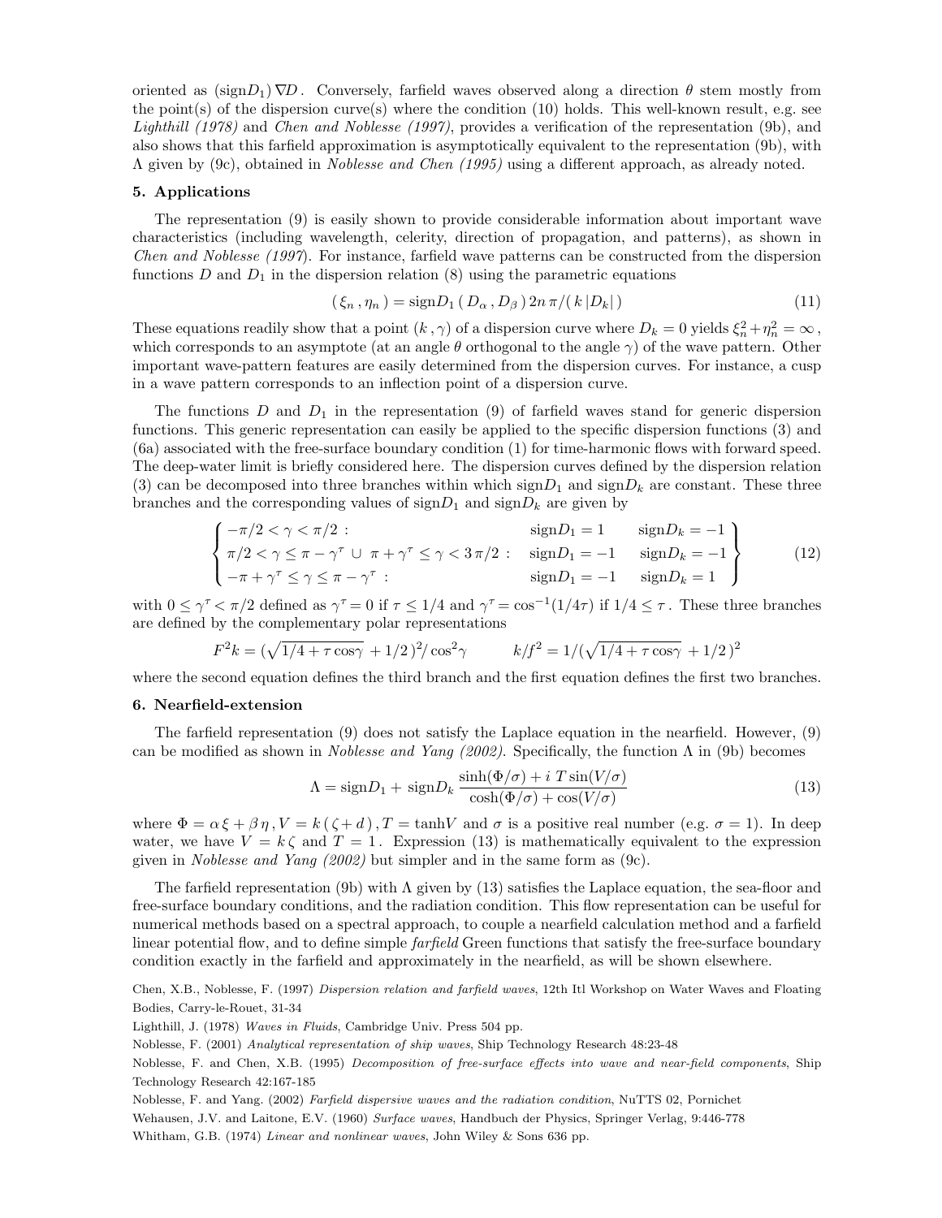oriented as $(\text{sign}D_1)\,\nabla D$. Conversely, farfield waves observed along a direction $\theta$ stem mostly from the point(s) of the dispersion curve(s) where the condition (10) holds. This well-known result, e.g. see *Lighthill (1978)* and *Chen and Noblesse (1997)*, provides a verification of the representation (9b), and also shows that this farfield approximation is asymptotically equivalent to the representation (9b), with $\Lambda$ given by (9c), obtained in *Noblesse and Chen (1995)* using a different approach, as already noted.

## 5. Applications

The representation (9) is easily shown to provide considerable information about important wave characteristics (including wavelength, celerity, direction of propagation, and patterns), as shown in *Chen and Noblesse (1997)*. For instance, farfield wave patterns can be constructed from the dispersion functions $D$ and $D_1$ in the dispersion relation (8) using the parametric equations

$$(\,\xi_n\,,\eta_n\,) = \text{sign}D_1\,(\,D_\alpha\,,D_\beta\,)\,2n\,\pi/(\,k\,|D_k|\,) \tag{11}$$

These equations readily show that a point $(k\,,\gamma)$ of a dispersion curve where $D_k = 0$ yields $\xi_n^2 + \eta_n^2 = \infty$, which corresponds to an asymptote (at an angle $\theta$ orthogonal to the angle $\gamma$) of the wave pattern. Other important wave-pattern features are easily determined from the dispersion curves. For instance, a cusp in a wave pattern corresponds to an inflection point of a dispersion curve.

The functions $D$ and $D_1$ in the representation (9) of farfield waves stand for generic dispersion functions. This generic representation can easily be applied to the specific dispersion functions (3) and (6a) associated with the free-surface boundary condition (1) for time-harmonic flows with forward speed. The deep-water limit is briefly considered here. The dispersion curves defined by the dispersion relation (3) can be decomposed into three branches within which $\text{sign}D_1$ and $\text{sign}D_k$ are constant. These three branches and the corresponding values of $\text{sign}D_1$ and $\text{sign}D_k$ are given by

$$\left\{\begin{array}{lll} -\pi/2 < \gamma < \pi/2\;: & \text{sign}D_1 = 1 & \text{sign}D_k = -1 \\ \pi/2 < \gamma \le \pi - \gamma^\tau \,\cup\, \pi + \gamma^\tau \le \gamma < 3\,\pi/2\;: & \text{sign}D_1 = -1 & \text{sign}D_k = -1 \\ -\pi + \gamma^\tau \le \gamma \le \pi - \gamma^\tau\;: & \text{sign}D_1 = -1 & \text{sign}D_k = 1 \end{array}\right\} \tag{12}$$

with $0 \le \gamma^\tau < \pi/2$ defined as $\gamma^\tau = 0$ if $\tau \le 1/4$ and $\gamma^\tau = \cos^{-1}(1/4\tau)$ if $1/4 \le \tau$. These three branches are defined by the complementary polar representations

$$F^2 k = (\sqrt{1/4 + \tau\cos\gamma}\; + 1/2\,)^2/\cos^2\gamma \qquad\qquad k/f^2 = 1/(\sqrt{1/4 + \tau\cos\gamma}\; + 1/2\,)^2$$

where the second equation defines the third branch and the first equation defines the first two branches.

## 6. Nearfield-extension

The farfield representation (9) does not satisfy the Laplace equation in the nearfield. However, (9) can be modified as shown in *Noblesse and Yang (2002)*. Specifically, the function $\Lambda$ in (9b) becomes

$$\Lambda = \text{sign}D_1 + \,\text{sign}D_k\,\frac{\sinh(\Phi/\sigma) + i\;T\sin(V/\sigma)}{\cosh(\Phi/\sigma) + \cos(V/\sigma)} \tag{13}$$

where $\Phi = \alpha\,\xi + \beta\,\eta\,, V = k\,(\,\zeta + d\,)\,, T = \tanh V$ and $\sigma$ is a positive real number (e.g. $\sigma = 1$). In deep water, we have $V = k\,\zeta$ and $T = 1$. Expression (13) is mathematically equivalent to the expression given in *Noblesse and Yang (2002)* but simpler and in the same form as (9c).

The farfield representation (9b) with $\Lambda$ given by (13) satisfies the Laplace equation, the sea-floor and free-surface boundary conditions, and the radiation condition. This flow representation can be useful for numerical methods based on a spectral approach, to couple a nearfield calculation method and a farfield linear potential flow, and to define simple *farfield* Green functions that satisfy the free-surface boundary condition exactly in the farfield and approximately in the nearfield, as will be shown elsewhere.

Chen, X.B., Noblesse, F. (1997) *Dispersion relation and farfield waves*, 12th Itl Workshop on Water Waves and Floating Bodies, Carry-le-Rouet, 31-34

Lighthill, J. (1978) *Waves in Fluids*, Cambridge Univ. Press 504 pp.

Noblesse, F. (2001) *Analytical representation of ship waves*, Ship Technology Research 48:23-48

Noblesse, F. and Chen, X.B. (1995) *Decomposition of free-surface effects into wave and near-field components*, Ship Technology Research 42:167-185

Noblesse, F. and Yang. (2002) *Farfield dispersive waves and the radiation condition*, NuTTS 02, Pornichet

Wehausen, J.V. and Laitone, E.V. (1960) *Surface waves*, Handbuch der Physics, Springer Verlag, 9:446-778

Whitham, G.B. (1974) *Linear and nonlinear waves*, John Wiley & Sons 636 pp.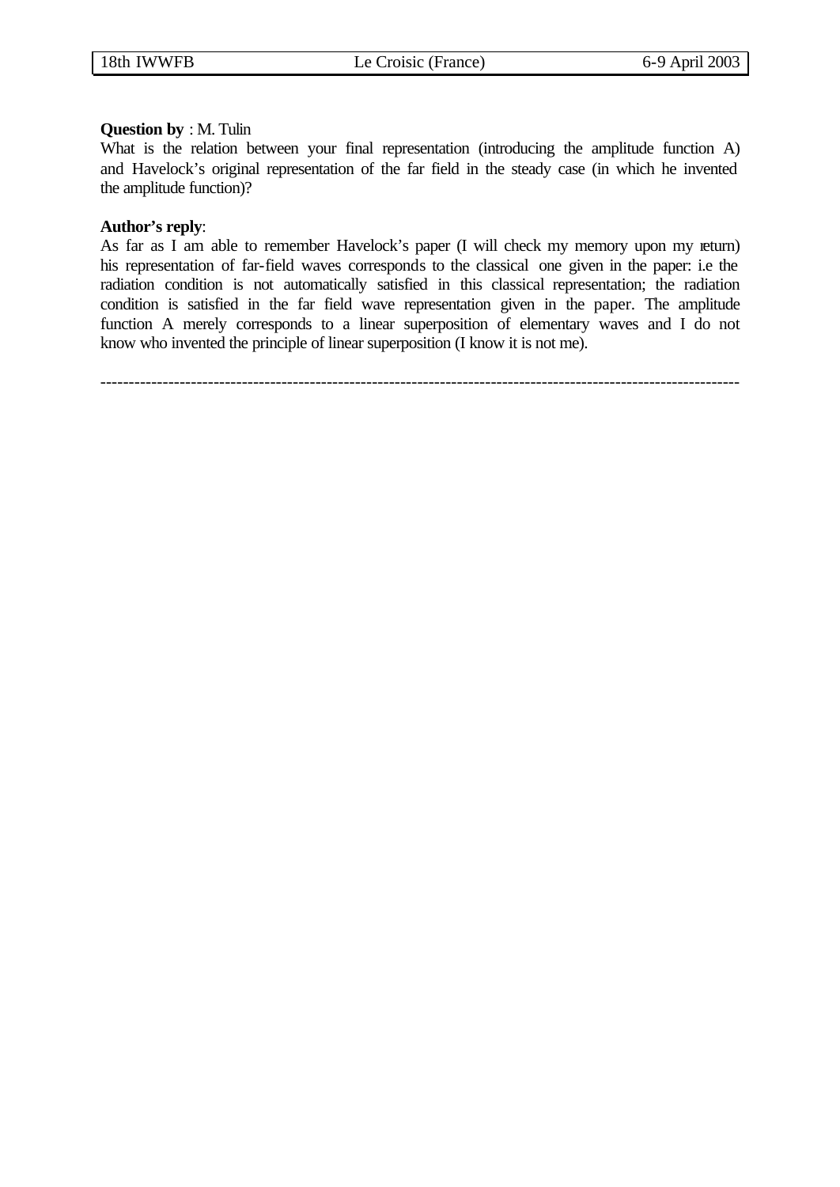**Question by** : M. Tulin

What is the relation between your final representation (introducing the amplitude function A) and Havelock's original representation of the far field in the steady case (in which he invented the amplitude function)?

**Author's reply**:

As far as I am able to remember Havelock's paper (I will check my memory upon my return) his representation of far-field waves corresponds to the classical one given in the paper: i.e the radiation condition is not automatically satisfied in this classical representation; the radiation condition is satisfied in the far field wave representation given in the paper. The amplitude function A merely corresponds to a linear superposition of elementary waves and I do not know who invented the principle of linear superposition (I know it is not me).

---